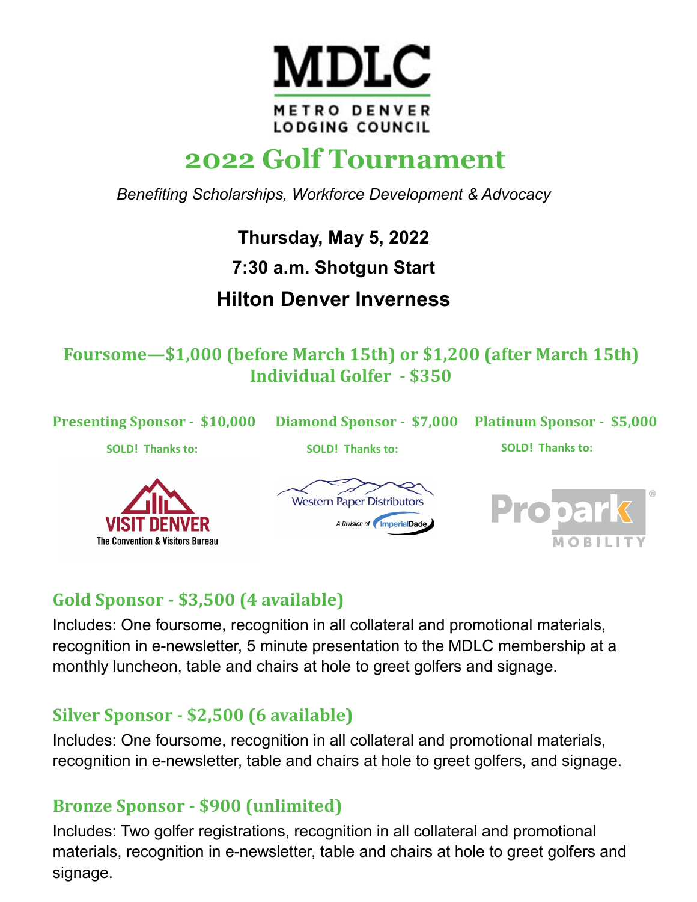# MDLC

METRO DENVER LODGING COUNCIL

## 2022 Golf Tournament

*Benefiting Scholarships, Workforce Development & Advocacy*

**Thursday, May 5, 2022**

**7:30 a.m. Shotgun Start**

**Hilton Denver Inverness**

### Foursome—$1,000 (before March 15th) or $1,200 (after March 15th)

### Individual Golfer - $350

**Presenting Sponsor - $10,000**

SOLD! Thanks to:

VISIT DENVER
The Convention & Visitors Bureau

**Diamond Sponsor - $7,000**

SOLD! Thanks to:

Western Paper Distributors
A Division of ImperialDade

**Platinum Sponsor - $5,000**

SOLD! Thanks to:

Propark MOBILITY

### Gold Sponsor - $3,500 (4 available)

Includes: One foursome, recognition in all collateral and promotional materials, recognition in e-newsletter, 5 minute presentation to the MDLC membership at a monthly luncheon, table and chairs at hole to greet golfers and signage.

### Silver Sponsor - $2,500 (6 available)

Includes: One foursome, recognition in all collateral and promotional materials, recognition in e-newsletter, table and chairs at hole to greet golfers, and signage.

### Bronze Sponsor - $900 (unlimited)

Includes: Two golfer registrations, recognition in all collateral and promotional materials, recognition in e-newsletter, table and chairs at hole to greet golfers and signage.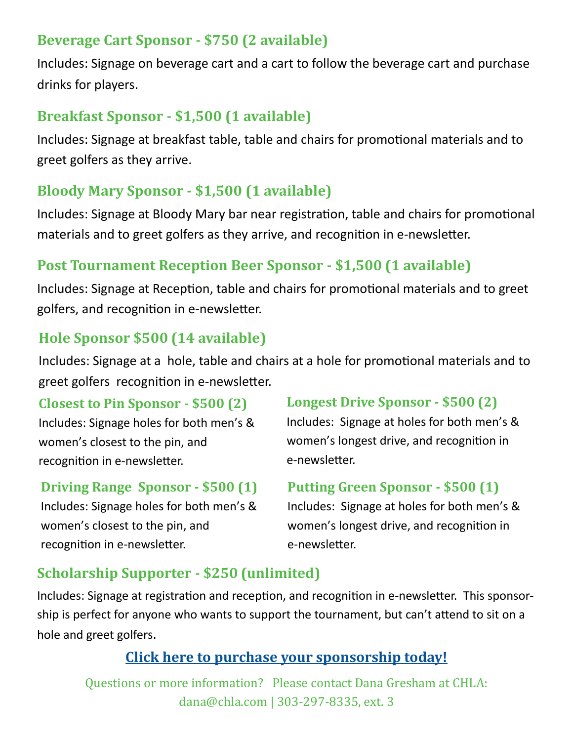### Beverage Cart Sponsor - $750 (2 available)

Includes: Signage on beverage cart and a cart to follow the beverage cart and purchase drinks for players.

### Breakfast Sponsor - $1,500 (1 available)

Includes: Signage at breakfast table, table and chairs for promotional materials and to greet golfers as they arrive.

### Bloody Mary Sponsor - $1,500 (1 available)

Includes: Signage at Bloody Mary bar near registration, table and chairs for promotional materials and to greet golfers as they arrive, and recognition in e-newsletter.

### Post Tournament Reception Beer Sponsor - $1,500 (1 available)

Includes: Signage at Reception, table and chairs for promotional materials and to greet golfers, and recognition in e-newsletter.

### Hole Sponsor $500 (14 available)

Includes: Signage at a hole, table and chairs at a hole for promotional materials and to greet golfers recognition in e-newsletter.

### Closest to Pin Sponsor - $500 (2)

Includes: Signage holes for both men's & women's closest to the pin, and recognition in e-newsletter.

### Longest Drive Sponsor - $500 (2)

Includes: Signage at holes for both men's & women's longest drive, and recognition in e-newsletter.

### Driving Range Sponsor - $500 (1)

Includes: Signage holes for both men's & women's closest to the pin, and recognition in e-newsletter.

### Putting Green Sponsor - $500 (1)

Includes: Signage at holes for both men's & women's longest drive, and recognition in e-newsletter.

### Scholarship Supporter - $250 (unlimited)

Includes: Signage at registration and reception, and recognition in e-newsletter. This sponsorship is perfect for anyone who wants to support the tournament, but can't attend to sit on a hole and greet golfers.

**Click here to purchase your sponsorship today!**

Questions or more information? Please contact Dana Gresham at CHLA:
dana@chla.com | 303-297-8335, ext. 3